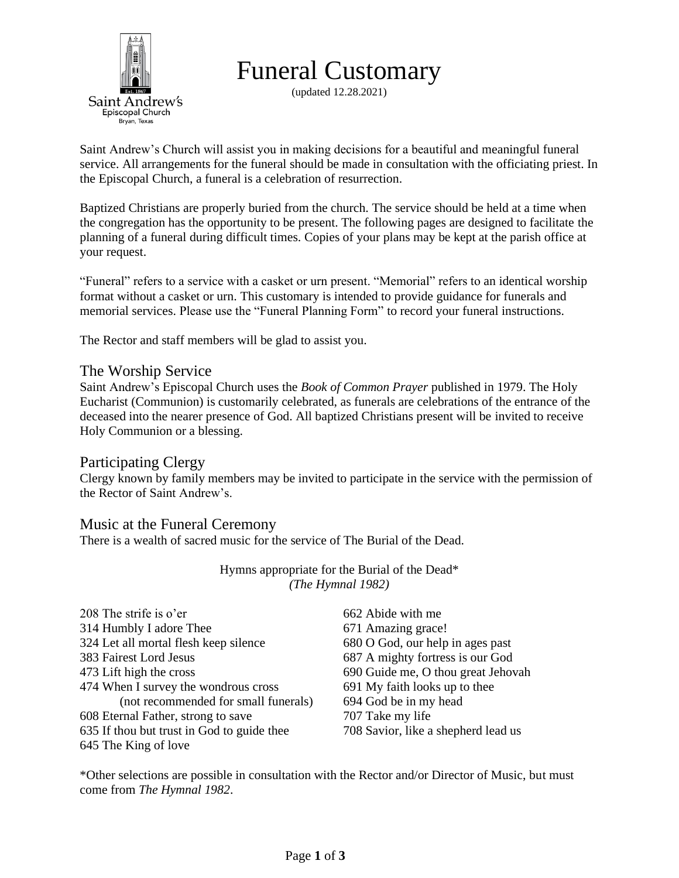Saint Andrew's
Episcopal Church
Bryan, Texas

# Funeral Customary

(updated 12.28.2021)

Saint Andrew's Church will assist you in making decisions for a beautiful and meaningful funeral service. All arrangements for the funeral should be made in consultation with the officiating priest. In the Episcopal Church, a funeral is a celebration of resurrection.

Baptized Christians are properly buried from the church. The service should be held at a time when the congregation has the opportunity to be present. The following pages are designed to facilitate the planning of a funeral during difficult times. Copies of your plans may be kept at the parish office at your request.

"Funeral" refers to a service with a casket or urn present. "Memorial" refers to an identical worship format without a casket or urn. This customary is intended to provide guidance for funerals and memorial services. Please use the "Funeral Planning Form" to record your funeral instructions.

The Rector and staff members will be glad to assist you.

## The Worship Service

Saint Andrew's Episcopal Church uses the *Book of Common Prayer* published in 1979. The Holy Eucharist (Communion) is customarily celebrated, as funerals are celebrations of the entrance of the deceased into the nearer presence of God. All baptized Christians present will be invited to receive Holy Communion or a blessing.

## Participating Clergy

Clergy known by family members may be invited to participate in the service with the permission of the Rector of Saint Andrew's.

## Music at the Funeral Ceremony

There is a wealth of sacred music for the service of The Burial of the Dead.

Hymns appropriate for the Burial of the Dead*
*(The Hymnal 1982)*

- 208 The strife is o'er
- 314 Humbly I adore Thee
- 324 Let all mortal flesh keep silence
- 383 Fairest Lord Jesus
- 473 Lift high the cross
- 474 When I survey the wondrous cross (not recommended for small funerals)
- 608 Eternal Father, strong to save
- 635 If thou but trust in God to guide thee
- 645 The King of love
- 662 Abide with me
- 671 Amazing grace!
- 680 O God, our help in ages past
- 687 A mighty fortress is our God
- 690 Guide me, O thou great Jehovah
- 691 My faith looks up to thee
- 694 God be in my head
- 707 Take my life
- 708 Savior, like a shepherd lead us

*Other selections are possible in consultation with the Rector and/or Director of Music, but must come from *The Hymnal 1982*.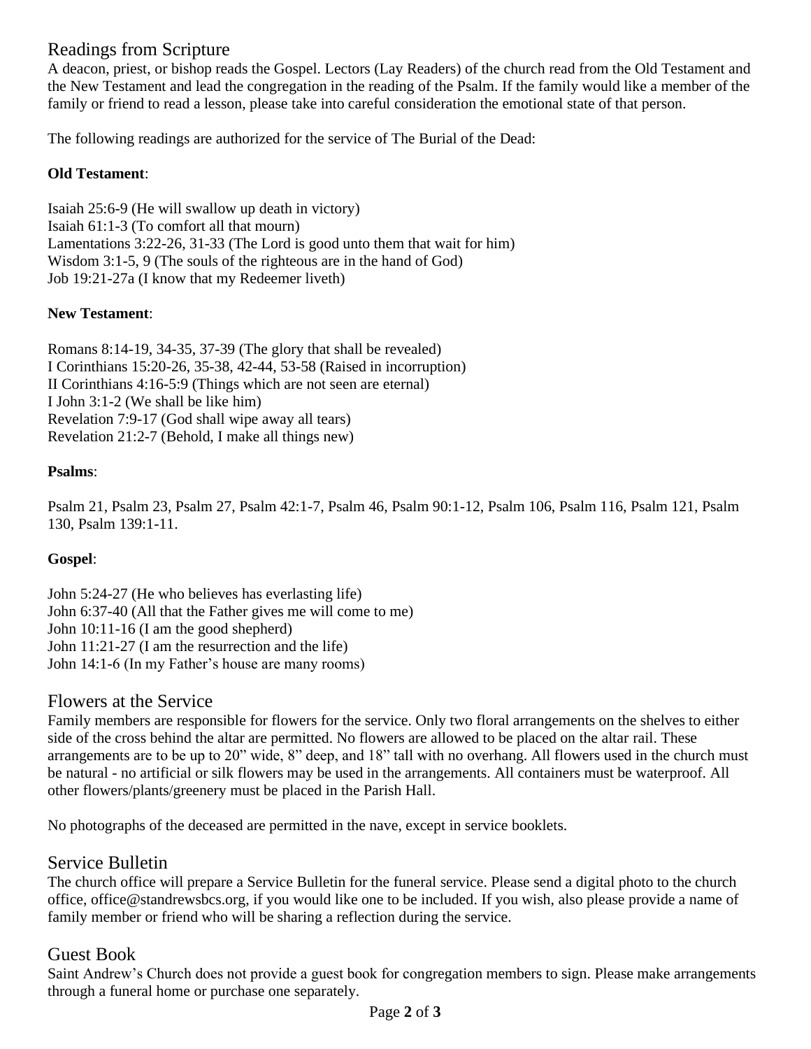## Readings from Scripture

A deacon, priest, or bishop reads the Gospel. Lectors (Lay Readers) of the church read from the Old Testament and the New Testament and lead the congregation in the reading of the Psalm. If the family would like a member of the family or friend to read a lesson, please take into careful consideration the emotional state of that person.

The following readings are authorized for the service of The Burial of the Dead:

**Old Testament**:

Isaiah 25:6-9 (He will swallow up death in victory)
Isaiah 61:1-3 (To comfort all that mourn)
Lamentations 3:22-26, 31-33 (The Lord is good unto them that wait for him)
Wisdom 3:1-5, 9 (The souls of the righteous are in the hand of God)
Job 19:21-27a (I know that my Redeemer liveth)

**New Testament**:

Romans 8:14-19, 34-35, 37-39 (The glory that shall be revealed)
I Corinthians 15:20-26, 35-38, 42-44, 53-58 (Raised in incorruption)
II Corinthians 4:16-5:9 (Things which are not seen are eternal)
I John 3:1-2 (We shall be like him)
Revelation 7:9-17 (God shall wipe away all tears)
Revelation 21:2-7 (Behold, I make all things new)

**Psalms**:

Psalm 21, Psalm 23, Psalm 27, Psalm 42:1-7, Psalm 46, Psalm 90:1-12, Psalm 106, Psalm 116, Psalm 121, Psalm 130, Psalm 139:1-11.

**Gospel**:

John 5:24-27 (He who believes has everlasting life)
John 6:37-40 (All that the Father gives me will come to me)
John 10:11-16 (I am the good shepherd)
John 11:21-27 (I am the resurrection and the life)
John 14:1-6 (In my Father's house are many rooms)

## Flowers at the Service

Family members are responsible for flowers for the service. Only two floral arrangements on the shelves to either side of the cross behind the altar are permitted. No flowers are allowed to be placed on the altar rail. These arrangements are to be up to 20" wide, 8" deep, and 18" tall with no overhang. All flowers used in the church must be natural - no artificial or silk flowers may be used in the arrangements. All containers must be waterproof. All other flowers/plants/greenery must be placed in the Parish Hall.

No photographs of the deceased are permitted in the nave, except in service booklets.

## Service Bulletin

The church office will prepare a Service Bulletin for the funeral service. Please send a digital photo to the church office, office@standrewsbcs.org, if you would like one to be included. If you wish, also please provide a name of family member or friend who will be sharing a reflection during the service.

## Guest Book

Saint Andrew's Church does not provide a guest book for congregation members to sign. Please make arrangements through a funeral home or purchase one separately.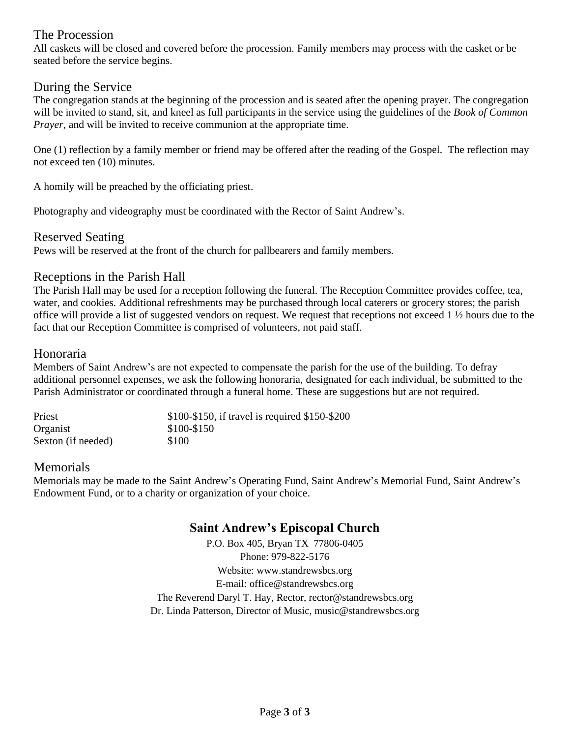## The Procession

All caskets will be closed and covered before the procession. Family members may process with the casket or be seated before the service begins.

## During the Service

The congregation stands at the beginning of the procession and is seated after the opening prayer. The congregation will be invited to stand, sit, and kneel as full participants in the service using the guidelines of the *Book of Common Prayer*, and will be invited to receive communion at the appropriate time.

One (1) reflection by a family member or friend may be offered after the reading of the Gospel. The reflection may not exceed ten (10) minutes.

A homily will be preached by the officiating priest.

Photography and videography must be coordinated with the Rector of Saint Andrew's.

## Reserved Seating

Pews will be reserved at the front of the church for pallbearers and family members.

## Receptions in the Parish Hall

The Parish Hall may be used for a reception following the funeral. The Reception Committee provides coffee, tea, water, and cookies. Additional refreshments may be purchased through local caterers or grocery stores; the parish office will provide a list of suggested vendors on request. We request that receptions not exceed 1 ½ hours due to the fact that our Reception Committee is comprised of volunteers, not paid staff.

## Honoraria

Members of Saint Andrew's are not expected to compensate the parish for the use of the building. To defray additional personnel expenses, we ask the following honoraria, designated for each individual, be submitted to the Parish Administrator or coordinated through a funeral home. These are suggestions but are not required.

| | |
|---|---|
| Priest | \$100-\$150, if travel is required \$150-\$200 |
| Organist | \$100-\$150 |
| Sexton (if needed) | \$100 |

## Memorials

Memorials may be made to the Saint Andrew's Operating Fund, Saint Andrew's Memorial Fund, Saint Andrew's Endowment Fund, or to a charity or organization of your choice.

**Saint Andrew's Episcopal Church**

P.O. Box 405, Bryan TX 77806-0405
Phone: 979-822-5176
Website: www.standrewsbcs.org
E-mail: office@standrewsbcs.org
The Reverend Daryl T. Hay, Rector, rector@standrewsbcs.org
Dr. Linda Patterson, Director of Music, music@standrewsbcs.org